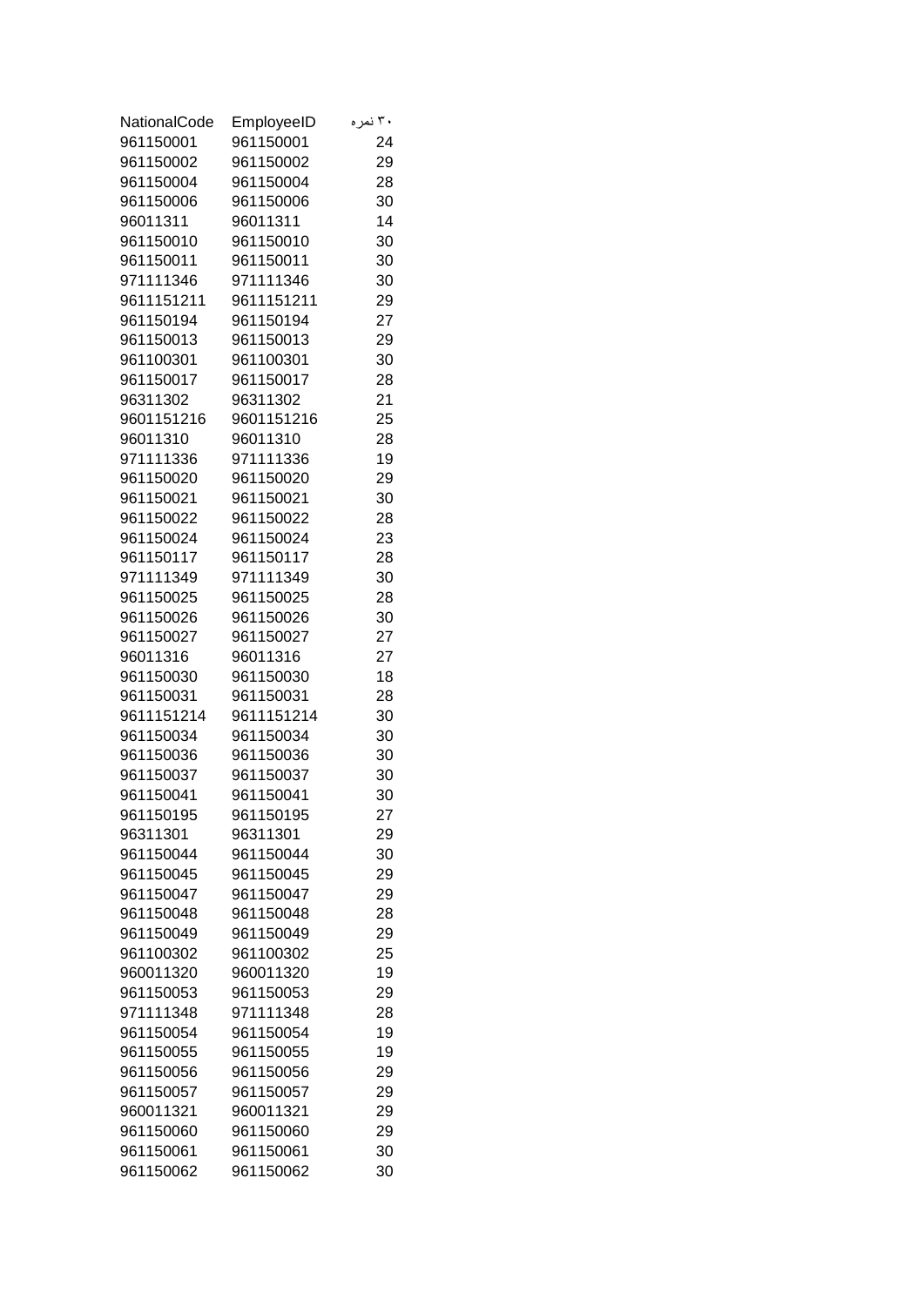| NationalCode | EmployeeID | نمره ۳۰ |
|---|---|---|
| 961150001 | 961150001 | 24 |
| 961150002 | 961150002 | 29 |
| 961150004 | 961150004 | 28 |
| 961150006 | 961150006 | 30 |
| 96011311 | 96011311 | 14 |
| 961150010 | 961150010 | 30 |
| 961150011 | 961150011 | 30 |
| 971111346 | 971111346 | 30 |
| 9611151211 | 9611151211 | 29 |
| 961150194 | 961150194 | 27 |
| 961150013 | 961150013 | 29 |
| 961100301 | 961100301 | 30 |
| 961150017 | 961150017 | 28 |
| 96311302 | 96311302 | 21 |
| 9601151216 | 9601151216 | 25 |
| 96011310 | 96011310 | 28 |
| 971111336 | 971111336 | 19 |
| 961150020 | 961150020 | 29 |
| 961150021 | 961150021 | 30 |
| 961150022 | 961150022 | 28 |
| 961150024 | 961150024 | 23 |
| 961150117 | 961150117 | 28 |
| 971111349 | 971111349 | 30 |
| 961150025 | 961150025 | 28 |
| 961150026 | 961150026 | 30 |
| 961150027 | 961150027 | 27 |
| 96011316 | 96011316 | 27 |
| 961150030 | 961150030 | 18 |
| 961150031 | 961150031 | 28 |
| 9611151214 | 9611151214 | 30 |
| 961150034 | 961150034 | 30 |
| 961150036 | 961150036 | 30 |
| 961150037 | 961150037 | 30 |
| 961150041 | 961150041 | 30 |
| 961150195 | 961150195 | 27 |
| 96311301 | 96311301 | 29 |
| 961150044 | 961150044 | 30 |
| 961150045 | 961150045 | 29 |
| 961150047 | 961150047 | 29 |
| 961150048 | 961150048 | 28 |
| 961150049 | 961150049 | 29 |
| 961100302 | 961100302 | 25 |
| 960011320 | 960011320 | 19 |
| 961150053 | 961150053 | 29 |
| 971111348 | 971111348 | 28 |
| 961150054 | 961150054 | 19 |
| 961150055 | 961150055 | 19 |
| 961150056 | 961150056 | 29 |
| 961150057 | 961150057 | 29 |
| 960011321 | 960011321 | 29 |
| 961150060 | 961150060 | 29 |
| 961150061 | 961150061 | 30 |
| 961150062 | 961150062 | 30 |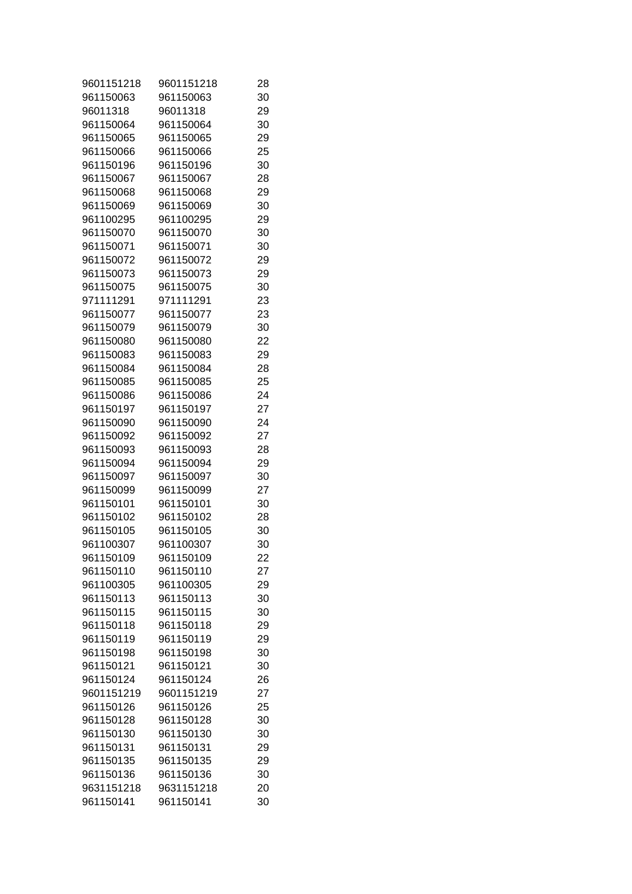| | | |
|---|---|---|
| 9601151218 | 9601151218 | 28 |
| 961150063 | 961150063 | 30 |
| 96011318 | 96011318 | 29 |
| 961150064 | 961150064 | 30 |
| 961150065 | 961150065 | 29 |
| 961150066 | 961150066 | 25 |
| 961150196 | 961150196 | 30 |
| 961150067 | 961150067 | 28 |
| 961150068 | 961150068 | 29 |
| 961150069 | 961150069 | 30 |
| 961100295 | 961100295 | 29 |
| 961150070 | 961150070 | 30 |
| 961150071 | 961150071 | 30 |
| 961150072 | 961150072 | 29 |
| 961150073 | 961150073 | 29 |
| 961150075 | 961150075 | 30 |
| 971111291 | 971111291 | 23 |
| 961150077 | 961150077 | 23 |
| 961150079 | 961150079 | 30 |
| 961150080 | 961150080 | 22 |
| 961150083 | 961150083 | 29 |
| 961150084 | 961150084 | 28 |
| 961150085 | 961150085 | 25 |
| 961150086 | 961150086 | 24 |
| 961150197 | 961150197 | 27 |
| 961150090 | 961150090 | 24 |
| 961150092 | 961150092 | 27 |
| 961150093 | 961150093 | 28 |
| 961150094 | 961150094 | 29 |
| 961150097 | 961150097 | 30 |
| 961150099 | 961150099 | 27 |
| 961150101 | 961150101 | 30 |
| 961150102 | 961150102 | 28 |
| 961150105 | 961150105 | 30 |
| 961100307 | 961100307 | 30 |
| 961150109 | 961150109 | 22 |
| 961150110 | 961150110 | 27 |
| 961100305 | 961100305 | 29 |
| 961150113 | 961150113 | 30 |
| 961150115 | 961150115 | 30 |
| 961150118 | 961150118 | 29 |
| 961150119 | 961150119 | 29 |
| 961150198 | 961150198 | 30 |
| 961150121 | 961150121 | 30 |
| 961150124 | 961150124 | 26 |
| 9601151219 | 9601151219 | 27 |
| 961150126 | 961150126 | 25 |
| 961150128 | 961150128 | 30 |
| 961150130 | 961150130 | 30 |
| 961150131 | 961150131 | 29 |
| 961150135 | 961150135 | 29 |
| 961150136 | 961150136 | 30 |
| 9631151218 | 9631151218 | 20 |
| 961150141 | 961150141 | 30 |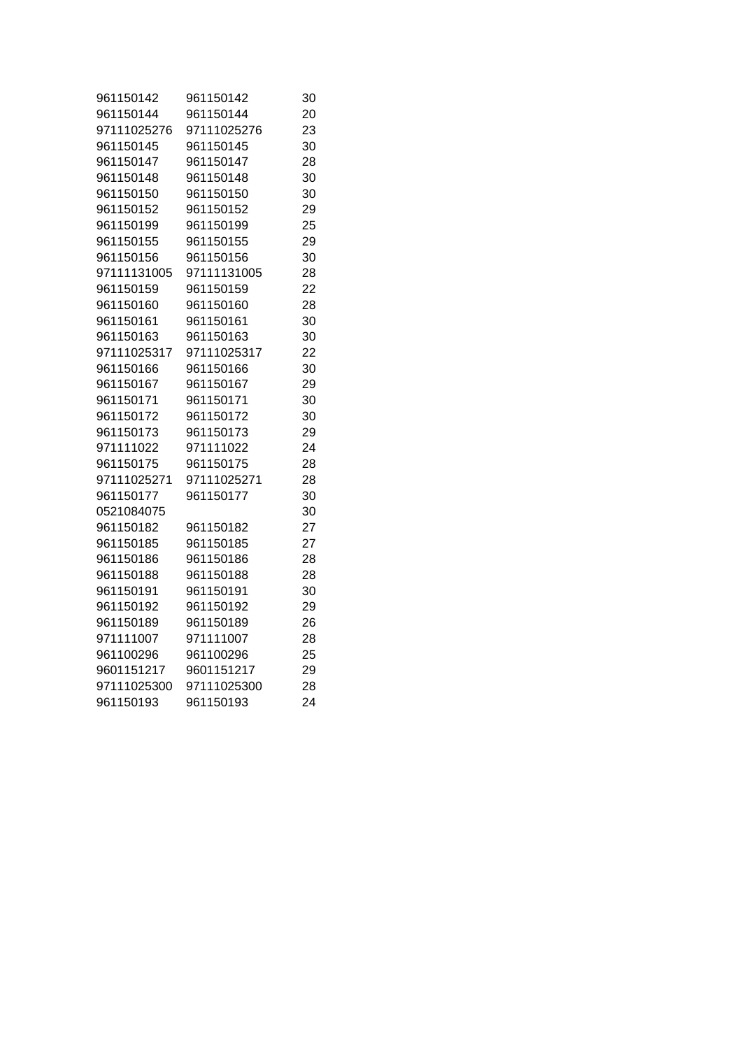| | | |
|---|---|---|
| 961150142 | 961150142 | 30 |
| 961150144 | 961150144 | 20 |
| 97111025276 | 97111025276 | 23 |
| 961150145 | 961150145 | 30 |
| 961150147 | 961150147 | 28 |
| 961150148 | 961150148 | 30 |
| 961150150 | 961150150 | 30 |
| 961150152 | 961150152 | 29 |
| 961150199 | 961150199 | 25 |
| 961150155 | 961150155 | 29 |
| 961150156 | 961150156 | 30 |
| 97111131005 | 97111131005 | 28 |
| 961150159 | 961150159 | 22 |
| 961150160 | 961150160 | 28 |
| 961150161 | 961150161 | 30 |
| 961150163 | 961150163 | 30 |
| 97111025317 | 97111025317 | 22 |
| 961150166 | 961150166 | 30 |
| 961150167 | 961150167 | 29 |
| 961150171 | 961150171 | 30 |
| 961150172 | 961150172 | 30 |
| 961150173 | 961150173 | 29 |
| 971111022 | 971111022 | 24 |
| 961150175 | 961150175 | 28 |
| 97111025271 | 97111025271 | 28 |
| 961150177 | 961150177 | 30 |
| 0521084075 | | 30 |
| 961150182 | 961150182 | 27 |
| 961150185 | 961150185 | 27 |
| 961150186 | 961150186 | 28 |
| 961150188 | 961150188 | 28 |
| 961150191 | 961150191 | 30 |
| 961150192 | 961150192 | 29 |
| 961150189 | 961150189 | 26 |
| 971111007 | 971111007 | 28 |
| 961100296 | 961100296 | 25 |
| 9601151217 | 9601151217 | 29 |
| 97111025300 | 97111025300 | 28 |
| 961150193 | 961150193 | 24 |